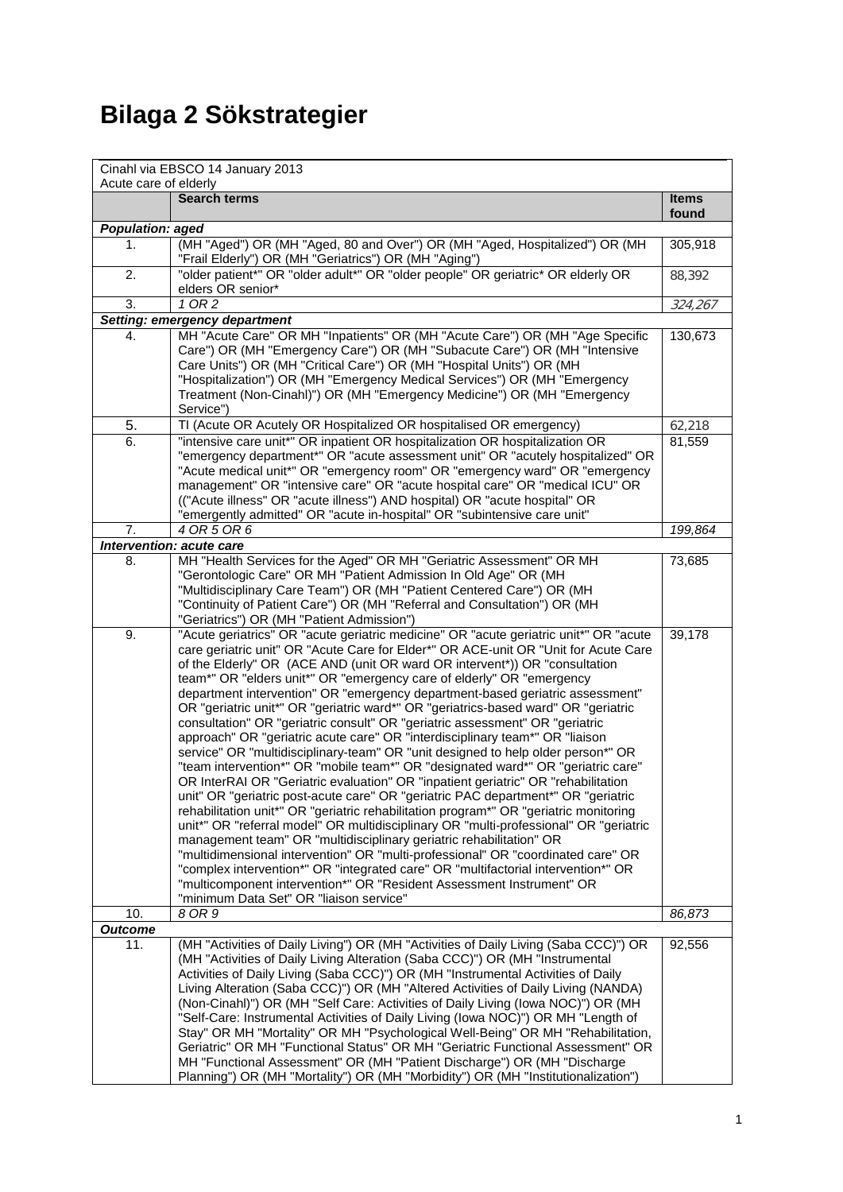# Bilaga 2 Sökstrategier

| Cinahl via EBSCO 14 January 2013<br>Acute care of elderly | | |
|---|---|---|
| | **Search terms** | **Items found** |
| ***Population: aged*** | | |
| 1. | (MH "Aged") OR (MH "Aged, 80 and Over") OR (MH "Aged, Hospitalized") OR (MH "Frail Elderly") OR (MH "Geriatrics") OR (MH "Aging") | 305,918 |
| 2. | "older patient*" OR "older adult*" OR "older people" OR geriatric* OR elderly OR elders OR senior* | 88,392 |
| 3. | *1 OR 2* | *324,267* |
| ***Setting: emergency department*** | | |
| 4. | MH "Acute Care" OR MH "Inpatients" OR (MH "Acute Care") OR (MH "Age Specific Care") OR (MH "Emergency Care") OR (MH "Subacute Care") OR (MH "Intensive Care Units") OR (MH "Critical Care") OR (MH "Hospital Units") OR (MH "Hospitalization") OR (MH "Emergency Medical Services") OR (MH "Emergency Treatment (Non-Cinahl)") OR (MH "Emergency Medicine") OR (MH "Emergency Service") | 130,673 |
| 5. | TI (Acute OR Acutely OR Hospitalized OR hospitalised OR emergency) | 62,218 |
| 6. | "intensive care unit*" OR inpatient OR hospitalization OR hospitalization OR "emergency department*" OR "acute assessment unit" OR "acutely hospitalized" OR "Acute medical unit*" OR "emergency room" OR "emergency ward" OR "emergency management" OR "intensive care" OR "acute hospital care" OR "medical ICU" OR (("Acute illness" OR "acute illness") AND hospital) OR "acute hospital" OR "emergently admitted" OR "acute in-hospital" OR "subintensive care unit" | 81,559 |
| 7. | *4 OR 5 OR 6* | *199,864* |
| ***Intervention: acute care*** | | |
| 8. | MH "Health Services for the Aged" OR MH "Geriatric Assessment" OR MH "Gerontologic Care" OR MH "Patient Admission In Old Age" OR (MH "Multidisciplinary Care Team") OR (MH "Patient Centered Care") OR (MH "Continuity of Patient Care") OR (MH "Referral and Consultation") OR (MH "Geriatrics") OR (MH "Patient Admission") | 73,685 |
| 9. | "Acute geriatrics" OR "acute geriatric medicine" OR "acute geriatric unit*" OR "acute care geriatric unit" OR "Acute Care for Elder*" OR ACE-unit OR "Unit for Acute Care of the Elderly" OR (ACE AND (unit OR ward OR intervent*)) OR "consultation team*" OR "elders unit*" OR "emergency care of elderly" OR "emergency department intervention" OR "emergency department-based geriatric assessment" OR "geriatric unit*" OR "geriatric ward*" OR "geriatrics-based ward" OR "geriatric consultation" OR "geriatric consult" OR "geriatric assessment" OR "geriatric approach" OR "geriatric acute care" OR "interdisciplinary team*" OR "liaison service" OR "multidisciplinary-team" OR "unit designed to help older person*" OR "team intervention*" OR "mobile team*" OR "designated ward*" OR "geriatric care" OR InterRAI OR "Geriatric evaluation" OR "inpatient geriatric" OR "rehabilitation unit" OR "geriatric post-acute care" OR "geriatric PAC department*" OR "geriatric rehabilitation unit*" OR "geriatric rehabilitation program*" OR "geriatric monitoring unit*" OR "referral model" OR multidisciplinary OR "multi-professional" OR "geriatric management team" OR "multidisciplinary geriatric rehabilitation" OR "multidimensional intervention" OR "multi-professional" OR "coordinated care" OR "complex intervention*" OR "integrated care" OR "multifactorial intervention*" OR "multicomponent intervention*" OR "Resident Assessment Instrument" OR "minimum Data Set" OR "liaison service" | 39,178 |
| 10. | *8 OR 9* | *86,873* |
| ***Outcome*** | | |
| 11. | (MH "Activities of Daily Living") OR (MH "Activities of Daily Living (Saba CCC)") OR (MH "Activities of Daily Living Alteration (Saba CCC)") OR (MH "Instrumental Activities of Daily Living (Saba CCC)") OR (MH "Instrumental Activities of Daily Living Alteration (Saba CCC)") OR (MH "Altered Activities of Daily Living (NANDA) (Non-Cinahl)") OR (MH "Self Care: Activities of Daily Living (Iowa NOC)") OR (MH "Self-Care: Instrumental Activities of Daily Living (Iowa NOC)") OR MH "Length of Stay" OR MH "Mortality" OR MH "Psychological Well-Being" OR MH "Rehabilitation, Geriatric" OR MH "Functional Status" OR MH "Geriatric Functional Assessment" OR MH "Functional Assessment" OR (MH "Patient Discharge") OR (MH "Discharge Planning") OR (MH "Mortality") OR (MH "Morbidity") OR (MH "Institutionalization") | 92,556 |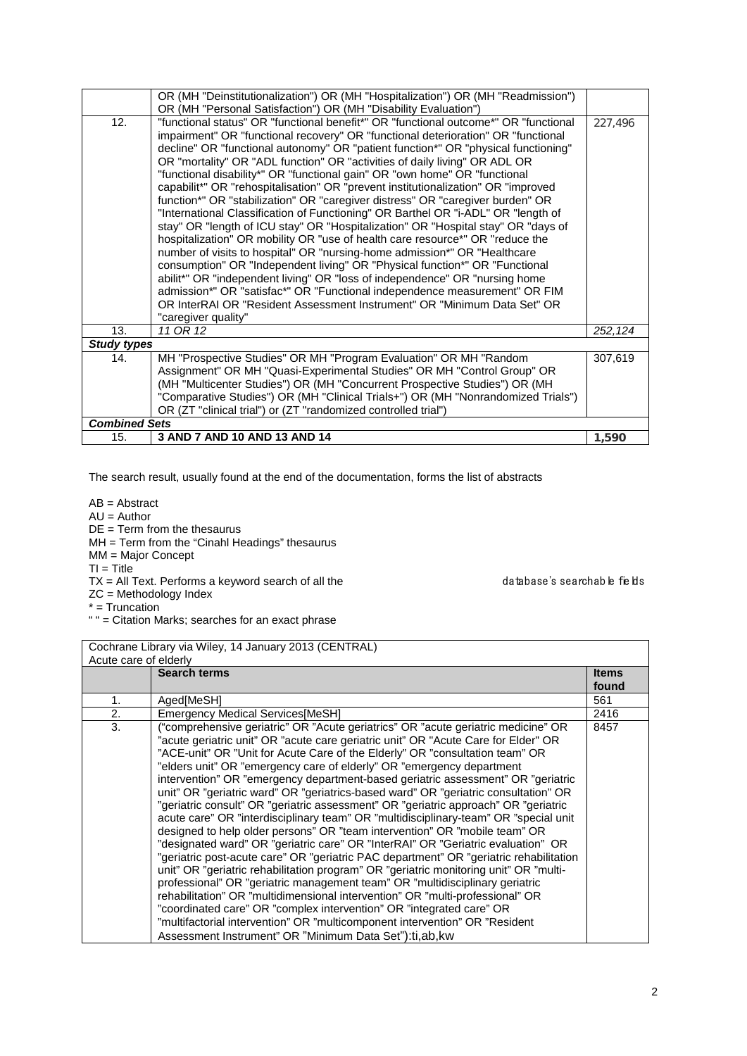|  | OR (MH "Deinstitutionalization") OR (MH "Hospitalization") OR (MH "Readmission") OR (MH "Personal Satisfaction") OR (MH "Disability Evaluation") |  |
|---|---|---|
| 12. | "functional status" OR "functional benefit*" OR "functional outcome*" OR "functional impairment" OR "functional recovery" OR "functional deterioration" OR "functional decline" OR "functional autonomy" OR "patient function*" OR "physical functioning" OR "mortality" OR "ADL function" OR "activities of daily living" OR ADL OR "functional disability*" OR "functional gain" OR "own home" OR "functional capabilit*" OR "rehospitalisation" OR "prevent institutionalization" OR "improved function*" OR "stabilization" OR "caregiver distress" OR "caregiver burden" OR "International Classification of Functioning" OR Barthel OR "i-ADL" OR "length of stay" OR "length of ICU stay" OR "Hospitalization" OR "Hospital stay" OR "days of hospitalization" OR mobility OR "use of health care resource*" OR "reduce the number of visits to hospital" OR "nursing-home admission*" OR "Healthcare consumption" OR "Independent living" OR "Physical function*" OR "Functional abilit*" OR "independent living" OR "loss of independence" OR "nursing home admission*" OR "satisfac*" OR "Functional independence measurement" OR FIM OR InterRAI OR "Resident Assessment Instrument" OR "Minimum Data Set" OR "caregiver quality" | 227,496 |
| 13. | *11 OR 12* | *252,124* |
| ***Study types*** |  |  |
| 14. | MH "Prospective Studies" OR MH "Program Evaluation" OR MH "Random Assignment" OR MH "Quasi-Experimental Studies" OR MH "Control Group" OR (MH "Multicenter Studies") OR (MH "Concurrent Prospective Studies") OR (MH "Comparative Studies") OR (MH "Clinical Trials+") OR (MH "Nonrandomized Trials") OR (ZT "clinical trial") or (ZT "randomized controlled trial") | 307,619 |
| ***Combined Sets*** |  |  |
| 15. | **3 AND 7 AND 10 AND 13 AND 14** | **1,590** |

The search result, usually found at the end of the documentation, forms the list of abstracts

AB = Abstract
AU = Author
DE = Term from the thesaurus
MH = Term from the "Cinahl Headings" thesaurus
MM = Major Concept
TI = Title
TX = All Text. Performs a keyword search of all the database's searchable fields
ZC = Methodology Index
* = Truncation
" " = Citation Marks; searches for an exact phrase

| Cochrane Library via Wiley, 14 January 2013 (CENTRAL)<br>Acute care of elderly | | |
|---|---|---|
|  | **Search terms** | **Items found** |
| 1. | Aged[MeSH] | 561 |
| 2. | Emergency Medical Services[MeSH] | 2416 |
| 3. | ("comprehensive geriatric" OR "Acute geriatrics" OR "acute geriatric medicine" OR "acute geriatric unit" OR "acute care geriatric unit" OR "Acute Care for Elder" OR "ACE-unit" OR "Unit for Acute Care of the Elderly" OR "consultation team" OR "elders unit" OR "emergency care of elderly" OR "emergency department intervention" OR "emergency department-based geriatric assessment" OR "geriatric unit" OR "geriatric ward" OR "geriatrics-based ward" OR "geriatric consultation" OR "geriatric consult" OR "geriatric assessment" OR "geriatric approach" OR "geriatric acute care" OR "interdisciplinary team" OR "multidisciplinary-team" OR "special unit designed to help older persons" OR "team intervention" OR "mobile team" OR "designated ward" OR "geriatric care" OR "InterRAI" OR "Geriatric evaluation" OR "geriatric post-acute care" OR "geriatric PAC department" OR "geriatric rehabilitation unit" OR "geriatric rehabilitation program" OR "geriatric monitoring unit" OR "multi-professional" OR "geriatric management team" OR "multidisciplinary geriatric rehabilitation" OR "multidimensional intervention" OR "multi-professional" OR "coordinated care" OR "complex intervention" OR "integrated care" OR "multifactorial intervention" OR "multicomponent intervention" OR "Resident Assessment Instrument" OR "Minimum Data Set"):ti,ab,kw | 8457 |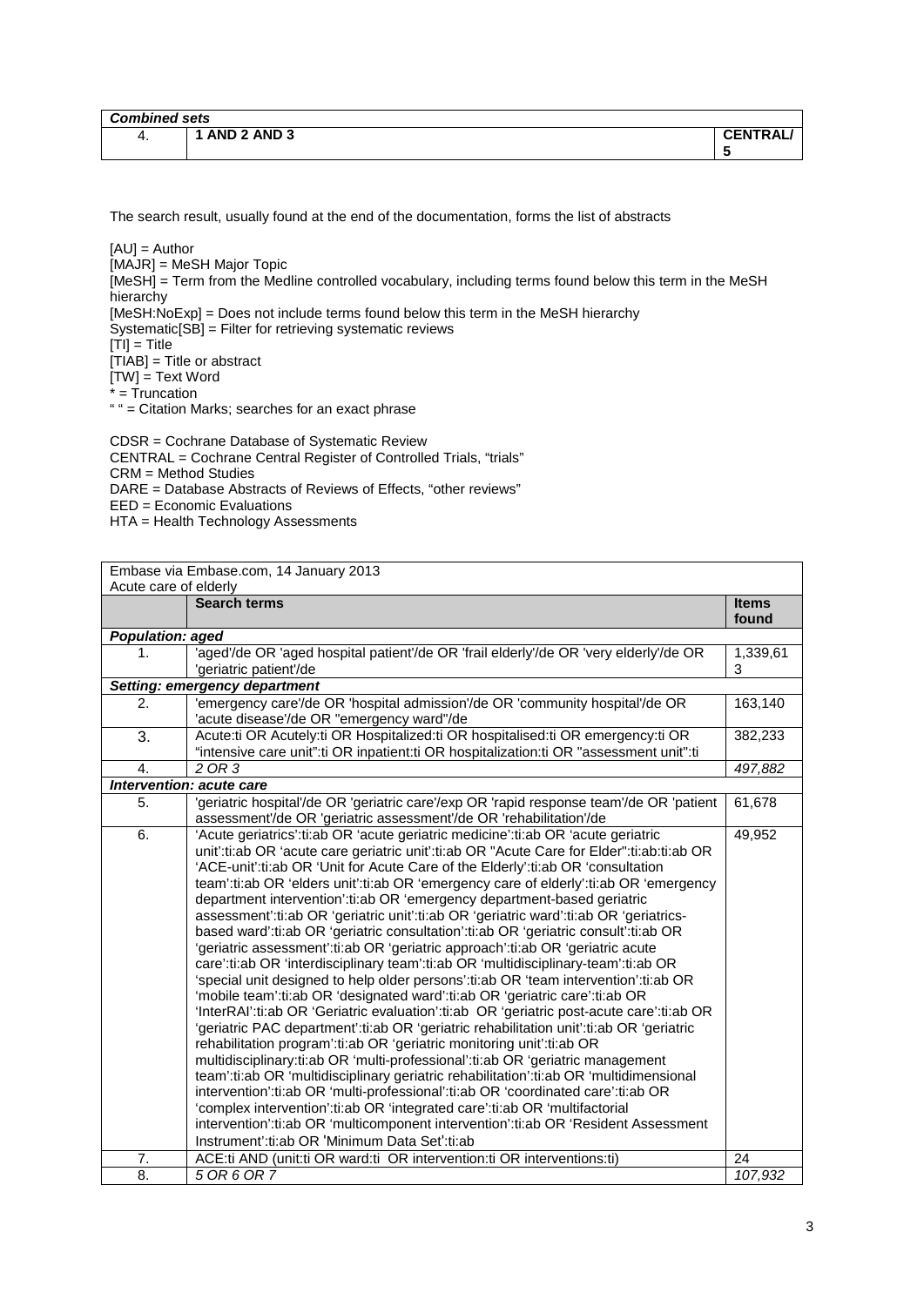| *Combined sets* | | |
|---|---|---|
| 4. | **1 AND 2 AND 3** | **CENTRAL/ 5** |

The search result, usually found at the end of the documentation, forms the list of abstracts

[AU] = Author
[MAJR] = MeSH Major Topic
[MeSH] = Term from the Medline controlled vocabulary, including terms found below this term in the MeSH hierarchy
[MeSH:NoExp] = Does not include terms found below this term in the MeSH hierarchy
Systematic[SB] = Filter for retrieving systematic reviews
[TI] = Title
[TIAB] = Title or abstract
[TW] = Text Word
* = Truncation
" " = Citation Marks; searches for an exact phrase

CDSR = Cochrane Database of Systematic Review
CENTRAL = Cochrane Central Register of Controlled Trials, "trials"
CRM = Method Studies
DARE = Database Abstracts of Reviews of Effects, "other reviews"
EED = Economic Evaluations
HTA = Health Technology Assessments

| Embase via Embase.com, 14 January 2013<br>Acute care of elderly | | |
|---|---|---|
| | **Search terms** | **Items found** |
| ***Population: aged*** | | |
| 1. | 'aged'/de OR 'aged hospital patient'/de OR 'frail elderly'/de OR 'very elderly'/de OR 'geriatric patient'/de | 1,339,613 |
| ***Setting: emergency department*** | | |
| 2. | 'emergency care'/de OR 'hospital admission'/de OR 'community hospital'/de OR 'acute disease'/de OR "emergency ward"/de | 163,140 |
| 3. | Acute:ti OR Acutely:ti OR Hospitalized:ti OR hospitalised:ti OR emergency:ti OR "intensive care unit":ti OR inpatient:ti OR hospitalization:ti OR "assessment unit":ti | 382,233 |
| 4. | *2 OR 3* | *497,882* |
| ***Intervention: acute care*** | | |
| 5. | 'geriatric hospital'/de OR 'geriatric care'/exp OR 'rapid response team'/de OR 'patient assessment'/de OR 'geriatric assessment'/de OR 'rehabilitation'/de | 61,678 |
| 6. | 'Acute geriatrics':ti:ab OR 'acute geriatric medicine':ti:ab OR 'acute geriatric unit':ti:ab OR 'acute care geriatric unit':ti:ab OR "Acute Care for Elder":ti:ab:ti:ab OR 'ACE-unit':ti:ab OR 'Unit for Acute Care of the Elderly':ti:ab OR 'consultation team':ti:ab OR 'elders unit':ti:ab OR 'emergency care of elderly':ti:ab OR 'emergency department intervention':ti:ab OR 'emergency department-based geriatric assessment':ti:ab OR 'geriatric unit':ti:ab OR 'geriatric ward':ti:ab OR 'geriatrics-based ward':ti:ab OR 'geriatric consultation':ti:ab OR 'geriatric consult':ti:ab OR 'geriatric assessment':ti:ab OR 'geriatric approach':ti:ab OR 'geriatric acute care':ti:ab OR 'interdisciplinary team':ti:ab OR 'multidisciplinary-team':ti:ab OR 'special unit designed to help older persons':ti:ab OR 'team intervention':ti:ab OR 'mobile team':ti:ab OR 'designated ward':ti:ab OR 'geriatric care':ti:ab OR 'InterRAI':ti:ab OR 'Geriatric evaluation':ti:ab OR 'geriatric post-acute care':ti:ab OR 'geriatric PAC department':ti:ab OR 'geriatric rehabilitation unit':ti:ab OR 'geriatric rehabilitation program':ti:ab OR 'geriatric monitoring unit':ti:ab OR multidisciplinary:ti:ab OR 'multi-professional':ti:ab OR 'geriatric management team':ti:ab OR 'multidisciplinary geriatric rehabilitation':ti:ab OR 'multidimensional intervention':ti:ab OR 'multi-professional':ti:ab OR 'coordinated care':ti:ab OR 'complex intervention':ti:ab OR 'integrated care':ti:ab OR 'multifactorial intervention':ti:ab OR 'multicomponent intervention':ti:ab OR 'Resident Assessment Instrument':ti:ab OR 'Minimum Data Set':ti:ab | 49,952 |
| 7. | ACE:ti AND (unit:ti OR ward:ti OR intervention:ti OR interventions:ti) | 24 |
| 8. | *5 OR 6 OR 7* | *107,932* |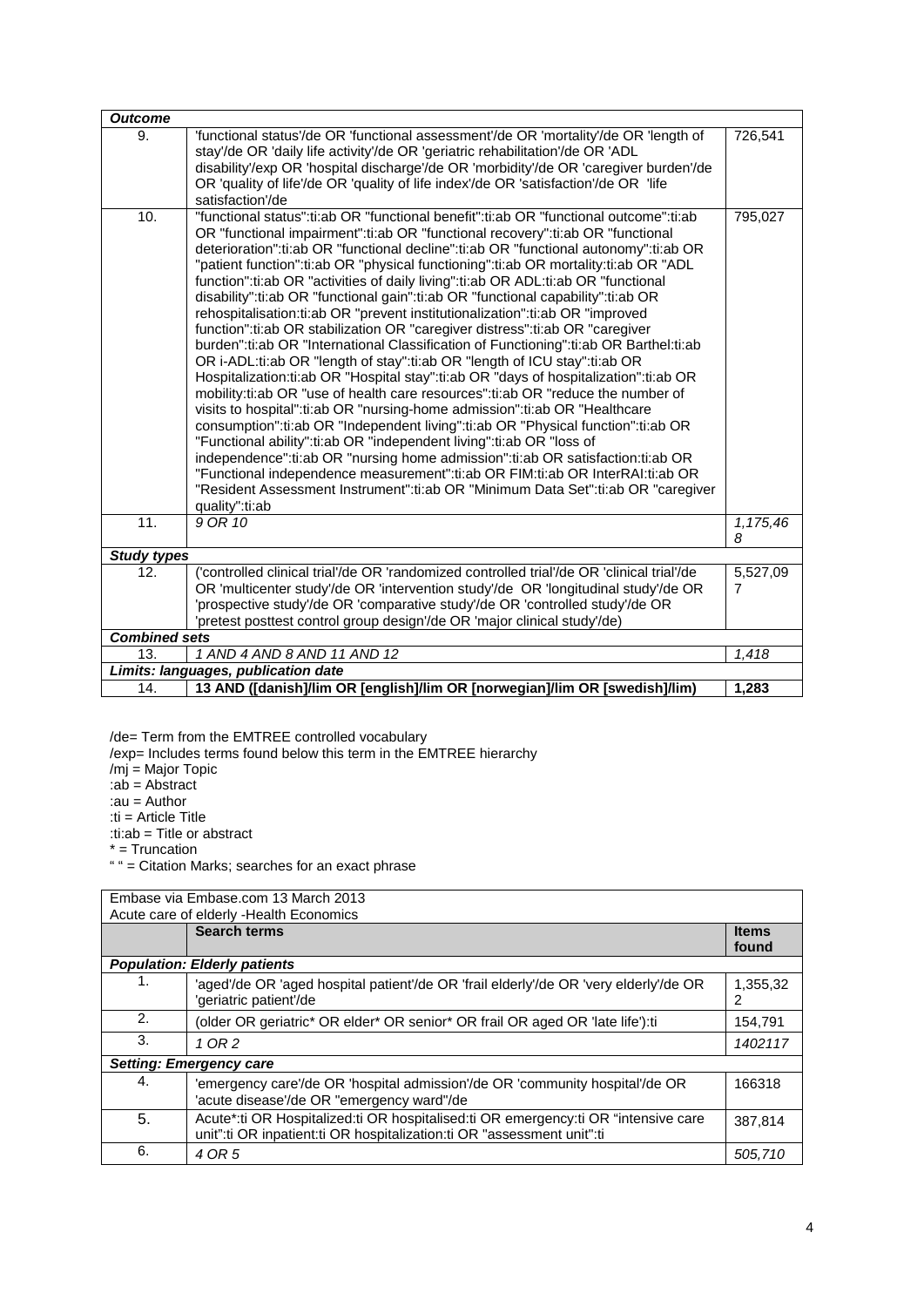| | | |
|---|---|---|
| ***Outcome*** | | |
| 9. | 'functional status'/de OR 'functional assessment'/de OR 'mortality'/de OR 'length of stay'/de OR 'daily life activity'/de OR 'geriatric rehabilitation'/de OR 'ADL disability'/exp OR 'hospital discharge'/de OR 'morbidity'/de OR 'caregiver burden'/de OR 'quality of life'/de OR 'quality of life index'/de OR 'satisfaction'/de OR 'life satisfaction'/de | 726,541 |
| 10. | "functional status":ti:ab OR "functional benefit":ti:ab OR "functional outcome":ti:ab OR "functional impairment":ti:ab OR "functional recovery":ti:ab OR "functional deterioration":ti:ab OR "functional decline":ti:ab OR "functional autonomy":ti:ab OR "patient function":ti:ab OR "physical functioning":ti:ab OR mortality:ti:ab OR "ADL function":ti:ab OR "activities of daily living":ti:ab OR ADL:ti:ab OR "functional disability":ti:ab OR "functional gain":ti:ab OR "functional capability":ti:ab OR rehospitalisation:ti:ab OR "prevent institutionalization":ti:ab OR "improved function":ti:ab OR stabilization OR "caregiver distress":ti:ab OR "caregiver burden":ti:ab OR "International Classification of Functioning":ti:ab OR Barthel:ti:ab OR i-ADL:ti:ab OR "length of stay":ti:ab OR "length of ICU stay":ti:ab OR Hospitalization:ti:ab OR "Hospital stay":ti:ab OR "days of hospitalization":ti:ab OR mobility:ti:ab OR "use of health care resources":ti:ab OR "reduce the number of visits to hospital":ti:ab OR "nursing-home admission":ti:ab OR "Healthcare consumption":ti:ab OR "Independent living":ti:ab OR "Physical function":ti:ab OR "Functional ability":ti:ab OR "independent living":ti:ab OR "loss of independence":ti:ab OR "nursing home admission":ti:ab OR satisfaction:ti:ab OR "Functional independence measurement":ti:ab OR FIM:ti:ab OR InterRAI:ti:ab OR "Resident Assessment Instrument":ti:ab OR "Minimum Data Set":ti:ab OR "caregiver quality":ti:ab | 795,027 |
| 11. | *9 OR 10* | *1,175,468* |
| ***Study types*** | | |
| 12. | ('controlled clinical trial'/de OR 'randomized controlled trial'/de OR 'clinical trial'/de OR 'multicenter study'/de OR 'intervention study'/de OR 'longitudinal study'/de OR 'prospective study'/de OR 'comparative study'/de OR 'controlled study'/de OR 'pretest posttest control group design'/de OR 'major clinical study'/de) | 5,527,097 |
| ***Combined sets*** | | |
| 13. | *1 AND 4 AND 8 AND 11 AND 12* | *1,418* |
| ***Limits: languages, publication date*** | | |
| 14. | **13 AND ([danish]/lim OR [english]/lim OR [norwegian]/lim OR [swedish]/lim)** | **1,283** |

/de= Term from the EMTREE controlled vocabulary
/exp= Includes terms found below this term in the EMTREE hierarchy
/mj = Major Topic
:ab = Abstract
:au = Author
:ti = Article Title
:ti:ab = Title or abstract
* = Truncation
" " = Citation Marks; searches for an exact phrase

| Embase via Embase.com 13 March 2013<br>Acute care of elderly -Health Economics | | |
|---|---|---|
| | **Search terms** | **Items found** |
| ***Population: Elderly patients*** | | |
| 1. | 'aged'/de OR 'aged hospital patient'/de OR 'frail elderly'/de OR 'very elderly'/de OR 'geriatric patient'/de | 1,355,322 |
| 2. | (older OR geriatric* OR elder* OR senior* OR frail OR aged OR 'late life'):ti | 154,791 |
| 3. | *1 OR 2* | *1402117* |
| ***Setting: Emergency care*** | | |
| 4. | 'emergency care'/de OR 'hospital admission'/de OR 'community hospital'/de OR 'acute disease'/de OR "emergency ward"/de | 166318 |
| 5. | Acute*:ti OR Hospitalized:ti OR hospitalised:ti OR emergency:ti OR "intensive care unit":ti OR inpatient:ti OR hospitalization:ti OR "assessment unit":ti | 387,814 |
| 6. | *4 OR 5* | *505,710* |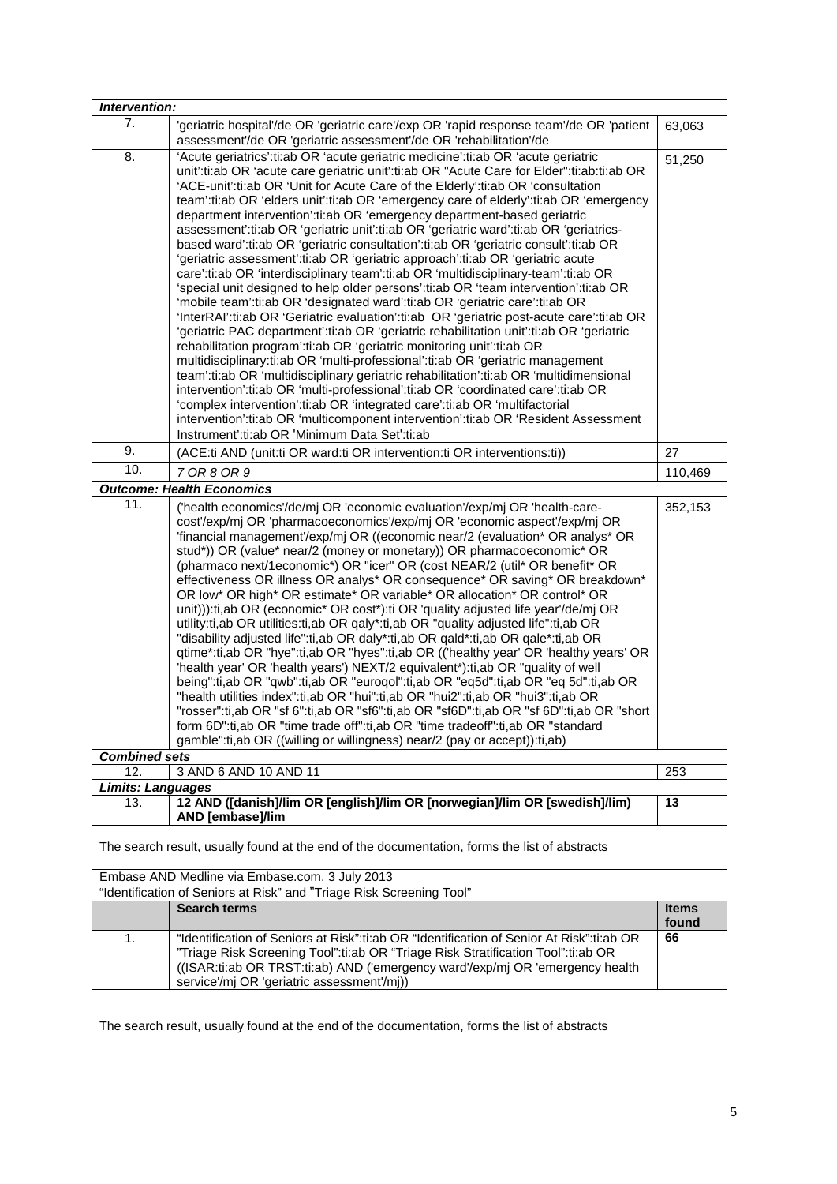| *Intervention:* | | |
|---|---|---|
| 7. | 'geriatric hospital'/de OR 'geriatric care'/exp OR 'rapid response team'/de OR 'patient assessment'/de OR 'geriatric assessment'/de OR 'rehabilitation'/de | 63,063 |
| 8. | 'Acute geriatrics':ti:ab OR 'acute geriatric medicine':ti:ab OR 'acute geriatric unit':ti:ab OR 'acute care geriatric unit':ti:ab OR "Acute Care for Elder":ti:ab:ti:ab OR 'ACE-unit':ti:ab OR 'Unit for Acute Care of the Elderly':ti:ab OR 'consultation team':ti:ab OR 'elders unit':ti:ab OR 'emergency care of elderly':ti:ab OR 'emergency department intervention':ti:ab OR 'emergency department-based geriatric assessment':ti:ab OR 'geriatric unit':ti:ab OR 'geriatric ward':ti:ab OR 'geriatrics-based ward':ti:ab OR 'geriatric consultation':ti:ab OR 'geriatric consult':ti:ab OR 'geriatric assessment':ti:ab OR 'geriatric approach':ti:ab OR 'geriatric acute care':ti:ab OR 'interdisciplinary team':ti:ab OR 'multidisciplinary-team':ti:ab OR 'special unit designed to help older persons':ti:ab OR 'team intervention':ti:ab OR 'mobile team':ti:ab OR 'designated ward':ti:ab OR 'geriatric care':ti:ab OR 'InterRAI':ti:ab OR 'Geriatric evaluation':ti:ab OR 'geriatric post-acute care':ti:ab OR 'geriatric PAC department':ti:ab OR 'geriatric rehabilitation unit':ti:ab OR 'geriatric rehabilitation program':ti:ab OR 'geriatric monitoring unit':ti:ab OR multidisciplinary:ti:ab OR 'multi-professional':ti:ab OR 'geriatric management team':ti:ab OR 'multidisciplinary geriatric rehabilitation':ti:ab OR 'multidimensional intervention':ti:ab OR 'multi-professional':ti:ab OR 'coordinated care':ti:ab OR 'complex intervention':ti:ab OR 'integrated care':ti:ab OR 'multifactorial intervention':ti:ab OR 'multicomponent intervention':ti:ab OR 'Resident Assessment Instrument':ti:ab OR 'Minimum Data Set':ti:ab | 51,250 |
| 9. | (ACE:ti AND (unit:ti OR ward:ti OR intervention:ti OR interventions:ti)) | 27 |
| 10. | *7 OR 8 OR 9* | 110,469 |
| ***Outcome: Health Economics*** | | |
| 11. | ('health economics'/de/mj OR 'economic evaluation'/exp/mj OR 'health-care-cost'/exp/mj OR 'pharmacoeconomics'/exp/mj OR 'economic aspect'/exp/mj OR 'financial management'/exp/mj OR ((economic near/2 (evaluation* OR analys* OR stud*)) OR (value* near/2 (money or monetary)) OR pharmacoeconomic* OR (pharmaco next/1economic*) OR "icer" OR (cost NEAR/2 (util* OR benefit* OR effectiveness OR illness OR analys* OR consequence* OR saving* OR breakdown* OR low* OR high* OR estimate* OR variable* OR allocation* OR control* OR unit))):ti,ab OR (economic* OR cost*):ti OR 'quality adjusted life year'/de/mj OR utility:ti,ab OR utilities:ti,ab OR qaly*:ti,ab OR "quality adjusted life":ti,ab OR "disability adjusted life":ti,ab OR daly*:ti,ab OR qald*:ti,ab OR qale*:ti,ab OR qtime*:ti,ab OR "hye":ti,ab OR "hyes":ti,ab OR (('healthy year' OR 'healthy years' OR 'health year' OR 'health years') NEXT/2 equivalent*):ti,ab OR "quality of well being":ti,ab OR "qwb":ti,ab OR "euroqol":ti,ab OR "eq5d":ti,ab OR "eq 5d":ti,ab OR "health utilities index":ti,ab OR "hui":ti,ab OR "hui2":ti,ab OR "hui3":ti,ab OR "rosser":ti,ab OR "sf 6":ti,ab OR "sf6":ti,ab OR "sf6D":ti,ab OR "sf 6D":ti,ab OR "short form 6D":ti,ab OR "time trade off":ti,ab OR "time tradeoff":ti,ab OR "standard gamble":ti,ab OR ((willing or willingness) near/2 (pay or accept)):ti,ab) | 352,153 |
| ***Combined sets*** | | |
| 12. | 3 AND 6 AND 10 AND 11 | 253 |
| ***Limits: Languages*** | | |
| 13. | **12 AND ([danish]/lim OR [english]/lim OR [norwegian]/lim OR [swedish]/lim) AND [embase]/lim** | **13** |

The search result, usually found at the end of the documentation, forms the list of abstracts

| Embase AND Medline via Embase.com, 3 July 2013<br>"Identification of Seniors at Risk" and "Triage Risk Screening Tool" | | |
|---|---|---|
| | **Search terms** | **Items found** |
| 1. | "Identification of Seniors at Risk":ti:ab OR "Identification of Senior At Risk":ti:ab OR "Triage Risk Screening Tool":ti:ab OR "Triage Risk Stratification Tool":ti:ab OR ((ISAR:ti:ab OR TRST:ti:ab) AND ('emergency ward'/exp/mj OR 'emergency health service'/mj OR 'geriatric assessment'/mj)) | **66** |

The search result, usually found at the end of the documentation, forms the list of abstracts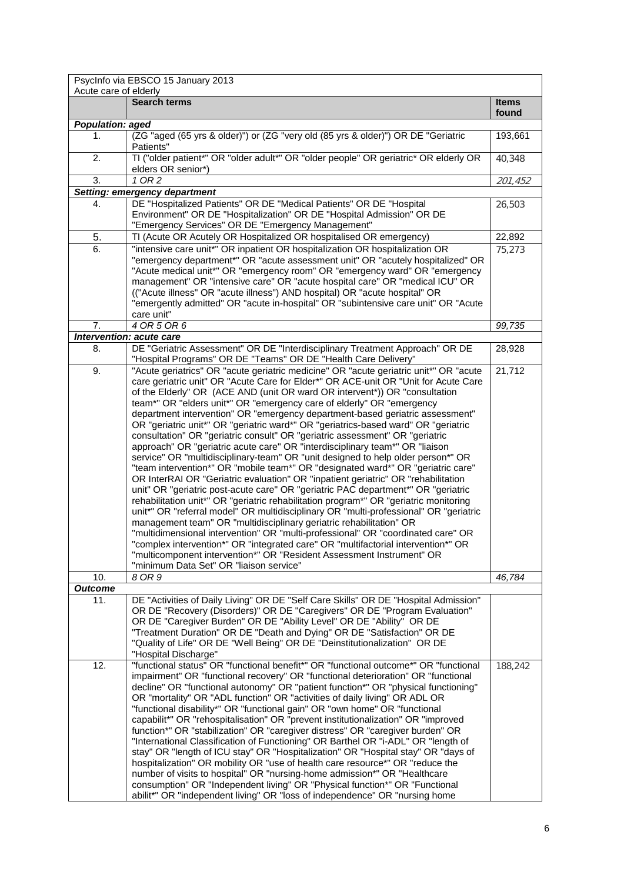| PsycInfo via EBSCO 15 January 2013<br>Acute care of elderly | | |
|---|---|---|
| | **Search terms** | **Items found** |
| ***Population: aged*** | | |
| 1. | (ZG "aged (65 yrs & older)") or (ZG "very old (85 yrs & older)") OR DE "Geriatric Patients" | 193,661 |
| 2. | TI ("older patient*" OR "older adult*" OR "older people" OR geriatric* OR elderly OR elders OR senior*) | 40,348 |
| 3. | *1 OR 2* | *201,452* |
| ***Setting: emergency department*** | | |
| 4. | DE "Hospitalized Patients" OR DE "Medical Patients" OR DE "Hospital Environment" OR DE "Hospitalization" OR DE "Hospital Admission" OR DE "Emergency Services" OR DE "Emergency Management" | 26,503 |
| 5. | TI (Acute OR Acutely OR Hospitalized OR hospitalised OR emergency) | 22,892 |
| 6. | "intensive care unit*" OR inpatient OR hospitalization OR hospitalization OR "emergency department*" OR "acute assessment unit" OR "acutely hospitalized" OR "Acute medical unit*" OR "emergency room" OR "emergency ward" OR "emergency management" OR "intensive care" OR "acute hospital care" OR "medical ICU" OR (("Acute illness" OR "acute illness") AND hospital) OR "acute hospital" OR "emergently admitted" OR "acute in-hospital" OR "subintensive care unit" OR "Acute care unit" | 75,273 |
| 7. | *4 OR 5 OR 6* | *99,735* |
| ***Intervention: acute care*** | | |
| 8. | DE "Geriatric Assessment" OR DE "Interdisciplinary Treatment Approach" OR DE "Hospital Programs" OR DE "Teams" OR DE "Health Care Delivery" | 28,928 |
| 9. | "Acute geriatrics" OR "acute geriatric medicine" OR "acute geriatric unit*" OR "acute care geriatric unit" OR "Acute Care for Elder*" OR ACE-unit OR "Unit for Acute Care of the Elderly" OR (ACE AND (unit OR ward OR intervent*)) OR "consultation team*" OR "elders unit*" OR "emergency care of elderly" OR "emergency department intervention" OR "emergency department-based geriatric assessment" OR "geriatric unit*" OR "geriatric ward*" OR "geriatrics-based ward" OR "geriatric consultation" OR "geriatric consult" OR "geriatric assessment" OR "geriatric approach" OR "geriatric acute care" OR "interdisciplinary team*" OR "liaison service" OR "multidisciplinary-team" OR "unit designed to help older person*" OR "team intervention*" OR "mobile team*" OR "designated ward*" OR "geriatric care" OR InterRAI OR "Geriatric evaluation" OR "inpatient geriatric" OR "rehabilitation unit" OR "geriatric post-acute care" OR "geriatric PAC department*" OR "geriatric rehabilitation unit*" OR "geriatric rehabilitation program*" OR "geriatric monitoring unit*" OR "referral model" OR multidisciplinary OR "multi-professional" OR "geriatric management team" OR "multidisciplinary geriatric rehabilitation" OR "multidimensional intervention" OR "multi-professional" OR "coordinated care" OR "complex intervention*" OR "integrated care" OR "multifactorial intervention*" OR "multicomponent intervention*" OR "Resident Assessment Instrument" OR "minimum Data Set" OR "liaison service" | 21,712 |
| 10. | *8 OR 9* | *46,784* |
| ***Outcome*** | | |
| 11. | DE "Activities of Daily Living" OR DE "Self Care Skills" OR DE "Hospital Admission" OR DE "Recovery (Disorders)" OR DE "Caregivers" OR DE "Program Evaluation" OR DE "Caregiver Burden" OR DE "Ability Level" OR DE "Ability" OR DE "Treatment Duration" OR DE "Death and Dying" OR DE "Satisfaction" OR DE "Quality of Life" OR DE "Well Being" OR DE "Deinstitutionalization" OR DE "Hospital Discharge" | |
| 12. | "functional status" OR "functional benefit*" OR "functional outcome*" OR "functional impairment" OR "functional recovery" OR "functional deterioration" OR "functional decline" OR "functional autonomy" OR "patient function*" OR "physical functioning" OR "mortality" OR "ADL function" OR "activities of daily living" OR ADL OR "functional disability*" OR "functional gain" OR "own home" OR "functional capabilit*" OR "rehospitalisation" OR "prevent institutionalization" OR "improved function*" OR "stabilization" OR "caregiver distress" OR "caregiver burden" OR "International Classification of Functioning" OR Barthel OR "i-ADL" OR "length of stay" OR "length of ICU stay" OR "Hospitalization" OR "Hospital stay" OR "days of hospitalization" OR mobility OR "use of health care resource*" OR "reduce the number of visits to hospital" OR "nursing-home admission*" OR "Healthcare consumption" OR "Independent living" OR "Physical function*" OR "Functional abilit*" OR "independent living" OR "loss of independence" OR "nursing home | 188,242 |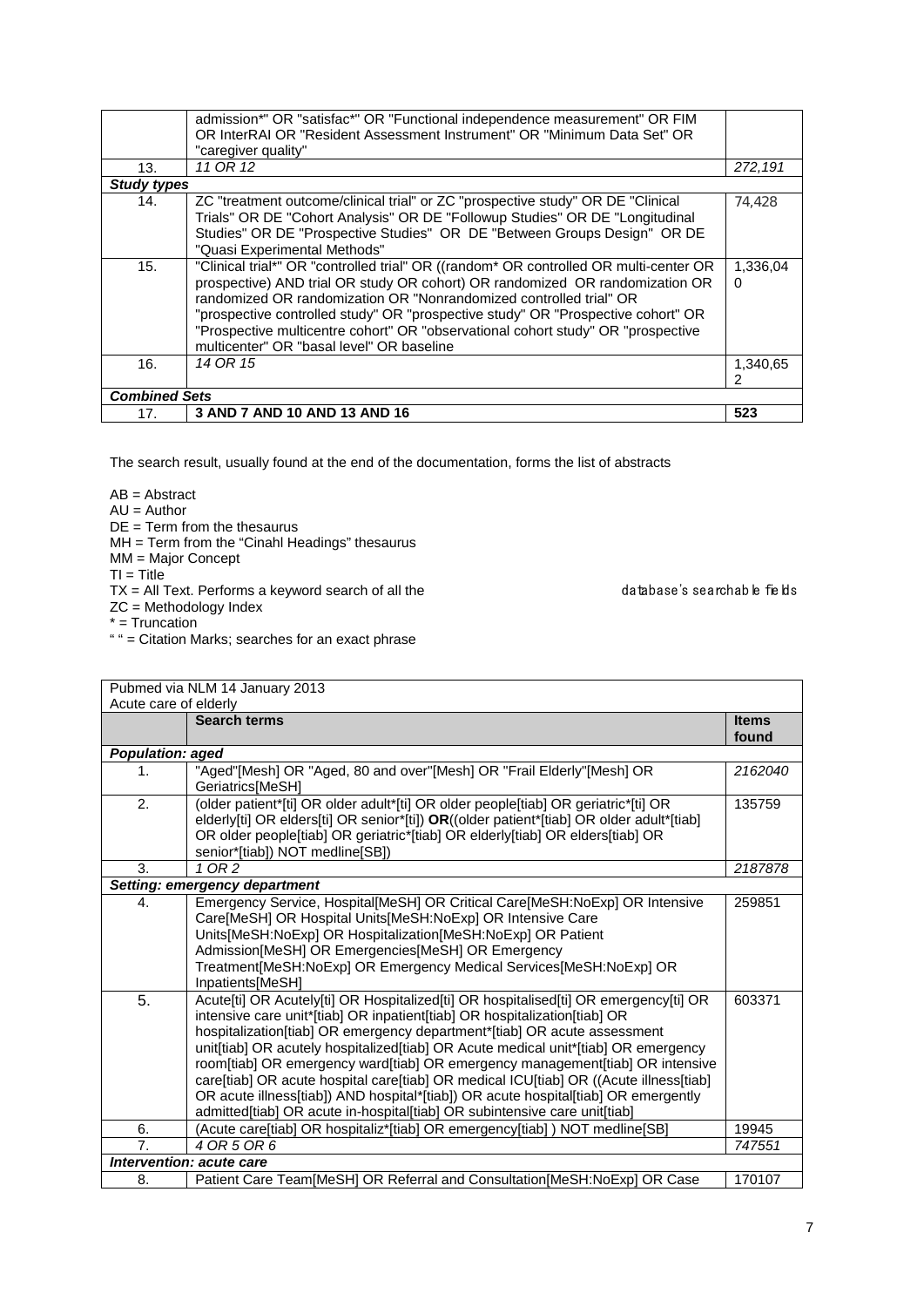| | | |
|---|---|---|
| | admission*" OR "satisfac*" OR "Functional independence measurement" OR FIM OR InterRAI OR "Resident Assessment Instrument" OR "Minimum Data Set" OR "caregiver quality" | |
| 13. | *11 OR 12* | *272,191* |
| ***Study types*** | | |
| 14. | ZC "treatment outcome/clinical trial" or ZC "prospective study" OR DE "Clinical Trials" OR DE "Cohort Analysis" OR DE "Followup Studies" OR DE "Longitudinal Studies" OR DE "Prospective Studies" OR DE "Between Groups Design" OR DE "Quasi Experimental Methods" | 74,428 |
| 15. | "Clinical trial*" OR "controlled trial" OR ((random* OR controlled OR multi-center OR prospective) AND trial OR study OR cohort) OR randomized OR randomization OR randomized OR randomization OR "Nonrandomized controlled trial" OR "prospective controlled study" OR "prospective study" OR "Prospective cohort" OR "Prospective multicentre cohort" OR "observational cohort study" OR "prospective multicenter" OR "basal level" OR baseline | 1,336,040 |
| 16. | *14 OR 15* | 1,340,652 |
| ***Combined Sets*** | | |
| 17. | **3 AND 7 AND 10 AND 13 AND 16** | **523** |

The search result, usually found at the end of the documentation, forms the list of abstracts

AB = Abstract
AU = Author
DE = Term from the thesaurus
MH = Term from the "Cinahl Headings" thesaurus
MM = Major Concept
TI = Title
TX = All Text. Performs a keyword search of all the database's searchable fields
ZC = Methodology Index
* = Truncation
" " = Citation Marks; searches for an exact phrase

Pubmed via NLM 14 January 2013
Acute care of elderly

| | **Search terms** | **Items found** |
|---|---|---|
| ***Population: aged*** | | |
| 1. | "Aged"[Mesh] OR "Aged, 80 and over"[Mesh] OR "Frail Elderly"[Mesh] OR Geriatrics[MeSH] | *2162040* |
| 2. | (older patient*[ti] OR older adult*[ti] OR older people[tiab] OR geriatric*[ti] OR elderly[ti] OR elders[ti] OR senior*[ti]) **OR**((older patient*[tiab] OR older adult*[tiab] OR older people[tiab] OR geriatric*[tiab] OR elderly[tiab] OR elders[tiab] OR senior*[tiab]) NOT medline[SB]) | 135759 |
| 3. | *1 OR 2* | *2187878* |
| ***Setting: emergency department*** | | |
| 4. | Emergency Service, Hospital[MeSH] OR Critical Care[MeSH:NoExp] OR Intensive Care[MeSH] OR Hospital Units[MeSH:NoExp] OR Intensive Care Units[MeSH:NoExp] OR Hospitalization[MeSH:NoExp] OR Patient Admission[MeSH] OR Emergencies[MeSH] OR Emergency Treatment[MeSH:NoExp] OR Emergency Medical Services[MeSH:NoExp] OR Inpatients[MeSH] | 259851 |
| 5. | Acute[ti] OR Acutely[ti] OR Hospitalized[ti] OR hospitalised[ti] OR emergency[ti] OR intensive care unit*[tiab] OR inpatient[tiab] OR hospitalization[tiab] OR hospitalization[tiab] OR emergency department*[tiab] OR acute assessment unit[tiab] OR acutely hospitalized[tiab] OR Acute medical unit*[tiab] OR emergency room[tiab] OR emergency ward[tiab] OR emergency management[tiab] OR intensive care[tiab] OR acute hospital care[tiab] OR medical ICU[tiab] OR ((Acute illness[tiab] OR acute illness[tiab]) AND hospital*[tiab]) OR acute hospital[tiab] OR emergently admitted[tiab] OR acute in-hospital[tiab] OR subintensive care unit[tiab] | 603371 |
| 6. | (Acute care[tiab] OR hospitaliz*[tiab] OR emergency[tiab] ) NOT medline[SB] | 19945 |
| 7. | *4 OR 5 OR 6* | *747551* |
| ***Intervention: acute care*** | | |
| 8. | Patient Care Team[MeSH] OR Referral and Consultation[MeSH:NoExp] OR Case | 170107 |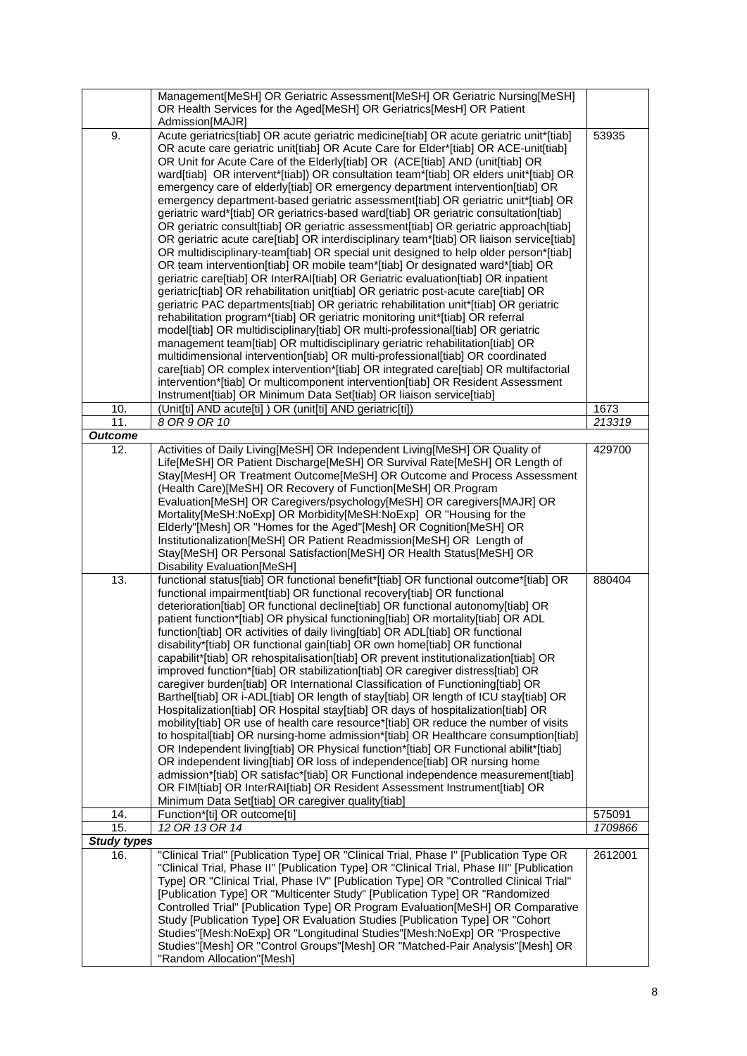| | | |
|---|---|---|
| | Management[MeSH] OR Geriatric Assessment[MeSH] OR Geriatric Nursing[MeSH] OR Health Services for the Aged[MeSH] OR Geriatrics[MesH] OR Patient Admission[MAJR] | |
| 9. | Acute geriatrics[tiab] OR acute geriatric medicine[tiab] OR acute geriatric unit*[tiab] OR acute care geriatric unit[tiab] OR Acute Care for Elder*[tiab] OR ACE-unit[tiab] OR Unit for Acute Care of the Elderly[tiab] OR (ACE[tiab] AND (unit[tiab] OR ward[tiab] OR intervent*[tiab]) OR consultation team*[tiab] OR elders unit*[tiab] OR emergency care of elderly[tiab] OR emergency department intervention[tiab] OR emergency department-based geriatric assessment[tiab] OR geriatric unit*[tiab] OR geriatric ward*[tiab] OR geriatrics-based ward[tiab] OR geriatric consultation[tiab] OR geriatric consult[tiab] OR geriatric assessment[tiab] OR geriatric approach[tiab] OR geriatric acute care[tiab] OR interdisciplinary team*[tiab] OR liaison service[tiab] OR multidisciplinary-team[tiab] OR special unit designed to help older person*[tiab] OR team intervention[tiab] OR mobile team*[tiab] Or designated ward*[tiab] OR geriatric care[tiab] OR InterRAI[tiab] OR Geriatric evaluation[tiab] OR inpatient geriatric[tiab] OR rehabilitation unit[tiab] OR geriatric post-acute care[tiab] OR geriatric PAC departments[tiab] OR geriatric rehabilitation unit*[tiab] OR geriatric rehabilitation program*[tiab] OR geriatric monitoring unit*[tiab] OR referral model[tiab] OR multidisciplinary[tiab] OR multi-professional[tiab] OR geriatric management team[tiab] OR multidisciplinary geriatric rehabilitation[tiab] OR multidimensional intervention[tiab] OR multi-professional[tiab] OR coordinated care[tiab] OR complex intervention*[tiab] OR integrated care[tiab] OR multifactorial intervention*[tiab] OR multicomponent intervention[tiab] OR Resident Assessment Instrument[tiab] OR Minimum Data Set[tiab] OR liaison service[tiab] | 53935 |
| 10. | (Unit[ti] AND acute[ti] ) OR (unit[ti] AND geriatric[ti]) | 1673 |
| 11. | *8 OR 9 OR 10* | *213319* |
| ***Outcome*** | | |
| 12. | Activities of Daily Living[MeSH] OR Independent Living[MeSH] OR Quality of Life[MeSH] OR Patient Discharge[MeSH] OR Survival Rate[MeSH] OR Length of Stay[MesH] OR Treatment Outcome[MeSH] OR Outcome and Process Assessment (Health Care)[MeSH] OR Recovery of Function[MeSH] OR Program Evaluation[MeSH] OR Caregivers/psychology[MeSH] OR caregivers[MAJR] OR Mortality[MeSH:NoExp] OR Morbidity[MeSH:NoExp] OR "Housing for the Elderly"[Mesh] OR "Homes for the Aged"[Mesh] OR Cognition[MeSH] OR Institutionalization[MeSH] OR Patient Readmission[MeSH] OR Length of Stay[MeSH] OR Personal Satisfaction[MeSH] OR Health Status[MeSH] OR Disability Evaluation[MeSH] | 429700 |
| 13. | functional status[tiab] OR functional benefit*[tiab] OR functional outcome*[tiab] OR functional impairment[tiab] OR functional recovery[tiab] OR functional deterioration[tiab] OR functional decline[tiab] OR functional autonomy[tiab] OR patient function*[tiab] OR physical functioning[tiab] OR mortality[tiab] OR ADL function[tiab] OR activities of daily living[tiab] OR ADL[tiab] OR functional disability*[tiab] OR functional gain[tiab] OR own home[tiab] OR functional capabilit*[tiab] OR rehospitalisation[tiab] OR prevent institutionalization[tiab] OR improved function*[tiab] OR stabilization[tiab] OR caregiver distress[tiab] OR caregiver burden[tiab] OR International Classification of Functioning[tiab] OR Barthel[tiab] OR i-ADL[tiab] OR length of stay[tiab] OR length of ICU stay[tiab] OR Hospitalization[tiab] OR Hospital stay[tiab] OR days of hospitalization[tiab] OR mobility[tiab] OR use of health care resource*[tiab] OR reduce the number of visits to hospital[tiab] OR nursing-home admission*[tiab] OR Healthcare consumption[tiab] OR Independent living[tiab] OR Physical function*[tiab] OR Functional abilit*[tiab] OR independent living[tiab] OR loss of independence[tiab] OR nursing home admission*[tiab] OR satisfac*[tiab] OR Functional independence measurement[tiab] OR FIM[tiab] OR InterRAI[tiab] OR Resident Assessment Instrument[tiab] OR Minimum Data Set[tiab] OR caregiver quality[tiab] | 880404 |
| 14. | Function*[ti] OR outcome[ti] | 575091 |
| 15. | *12 OR 13 OR 14* | *1709866* |
| ***Study types*** | | |
| 16. | "Clinical Trial" [Publication Type] OR "Clinical Trial, Phase I" [Publication Type OR "Clinical Trial, Phase II" [Publication Type] OR "Clinical Trial, Phase III" [Publication Type] OR "Clinical Trial, Phase IV" [Publication Type] OR "Controlled Clinical Trial" [Publication Type] OR "Multicenter Study" [Publication Type] OR "Randomized Controlled Trial" [Publication Type] OR Program Evaluation[MeSH] OR Comparative Study [Publication Type] OR Evaluation Studies [Publication Type] OR "Cohort Studies"[Mesh:NoExp] OR "Longitudinal Studies"[Mesh:NoExp] OR "Prospective Studies"[Mesh] OR "Control Groups"[Mesh] OR "Matched-Pair Analysis"[Mesh] OR "Random Allocation"[Mesh] | 2612001 |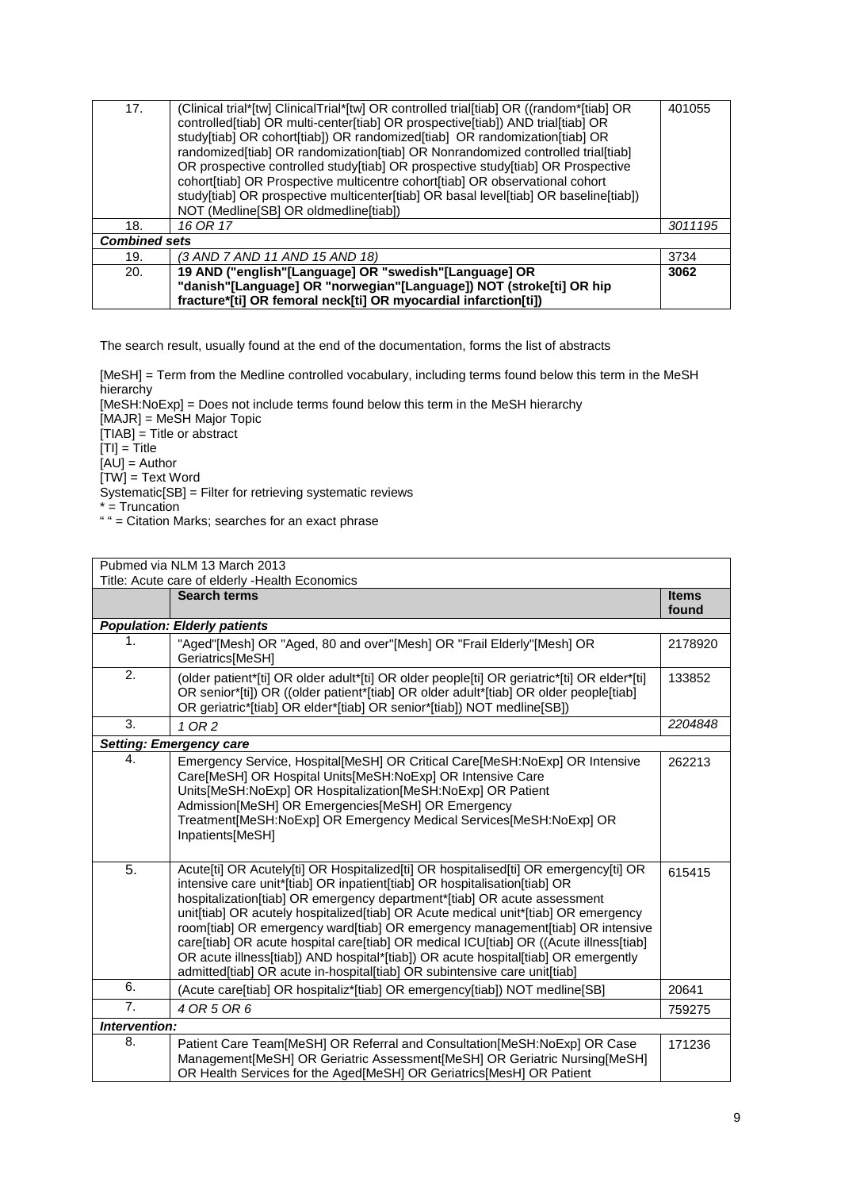| 17. | (Clinical trial*[tw] ClinicalTrial*[tw] OR controlled trial[tiab] OR ((random*[tiab] OR controlled[tiab] OR multi-center[tiab] OR prospective[tiab]) AND trial[tiab] OR study[tiab] OR cohort[tiab]) OR randomized[tiab] OR randomization[tiab] OR randomized[tiab] OR randomization[tiab] OR Nonrandomized controlled trial[tiab] OR prospective controlled study[tiab] OR prospective study[tiab] OR Prospective cohort[tiab] OR Prospective multicentre cohort[tiab] OR observational cohort study[tiab] OR prospective multicenter[tiab] OR basal level[tiab] OR baseline[tiab]) NOT (Medline[SB] OR oldmedline[tiab]) | 401055 |
|---|---|---|
| 18. | *16 OR 17* | *3011195* |
| ***Combined sets*** | | |
| 19. | *(3 AND 7 AND 11 AND 15 AND 18)* | 3734 |
| 20. | **19 AND ("english"[Language] OR "swedish"[Language] OR "danish"[Language] OR "norwegian"[Language]) NOT (stroke[ti] OR hip fracture*[ti] OR femoral neck[ti] OR myocardial infarction[ti])** | **3062** |

The search result, usually found at the end of the documentation, forms the list of abstracts

[MeSH] = Term from the Medline controlled vocabulary, including terms found below this term in the MeSH hierarchy
[MeSH:NoExp] = Does not include terms found below this term in the MeSH hierarchy
[MAJR] = MeSH Major Topic
[TIAB] = Title or abstract
[TI] = Title
[AU] = Author
[TW] = Text Word
Systematic[SB] = Filter for retrieving systematic reviews
* = Truncation
" " = Citation Marks; searches for an exact phrase

| Pubmed via NLM 13 March 2013<br>Title: Acute care of elderly -Health Economics | | |
|---|---|---|
| | **Search terms** | **Items found** |
| ***Population: Elderly patients*** | | |
| 1. | "Aged"[Mesh] OR "Aged, 80 and over"[Mesh] OR "Frail Elderly"[Mesh] OR Geriatrics[MeSH] | 2178920 |
| 2. | (older patient*[ti] OR older adult*[ti] OR older people[ti] OR geriatric*[ti] OR elder*[ti] OR senior*[ti]) OR ((older patient*[tiab] OR older adult*[tiab] OR older people[tiab] OR geriatric*[tiab] OR elder*[tiab] OR senior*[tiab]) NOT medline[SB]) | 133852 |
| 3. | *1 OR 2* | *2204848* |
| ***Setting: Emergency care*** | | |
| 4. | Emergency Service, Hospital[MeSH] OR Critical Care[MeSH:NoExp] OR Intensive Care[MeSH] OR Hospital Units[MeSH:NoExp] OR Intensive Care Units[MeSH:NoExp] OR Hospitalization[MeSH:NoExp] OR Patient Admission[MeSH] OR Emergencies[MeSH] OR Emergency Treatment[MeSH:NoExp] OR Emergency Medical Services[MeSH:NoExp] OR Inpatients[MeSH] | 262213 |
| 5. | Acute[ti] OR Acutely[ti] OR Hospitalized[ti] OR hospitalised[ti] OR emergency[ti] OR intensive care unit*[tiab] OR inpatient[tiab] OR hospitalisation[tiab] OR hospitalization[tiab] OR emergency department*[tiab] OR acute assessment unit[tiab] OR acutely hospitalized[tiab] OR Acute medical unit*[tiab] OR emergency room[tiab] OR emergency ward[tiab] OR emergency management[tiab] OR intensive care[tiab] OR acute hospital care[tiab] OR medical ICU[tiab] OR ((Acute illness[tiab] OR acute illness[tiab]) AND hospital*[tiab]) OR acute hospital[tiab] OR emergently admitted[tiab] OR acute in-hospital[tiab] OR subintensive care unit[tiab] | 615415 |
| 6. | (Acute care[tiab] OR hospitaliz*[tiab] OR emergency[tiab]) NOT medline[SB] | 20641 |
| 7. | *4 OR 5 OR 6* | 759275 |
| ***Intervention:*** | | |
| 8. | Patient Care Team[MeSH] OR Referral and Consultation[MeSH:NoExp] OR Case Management[MeSH] OR Geriatric Assessment[MeSH] OR Geriatric Nursing[MeSH] OR Health Services for the Aged[MeSH] OR Geriatrics[MesH] OR Patient | 171236 |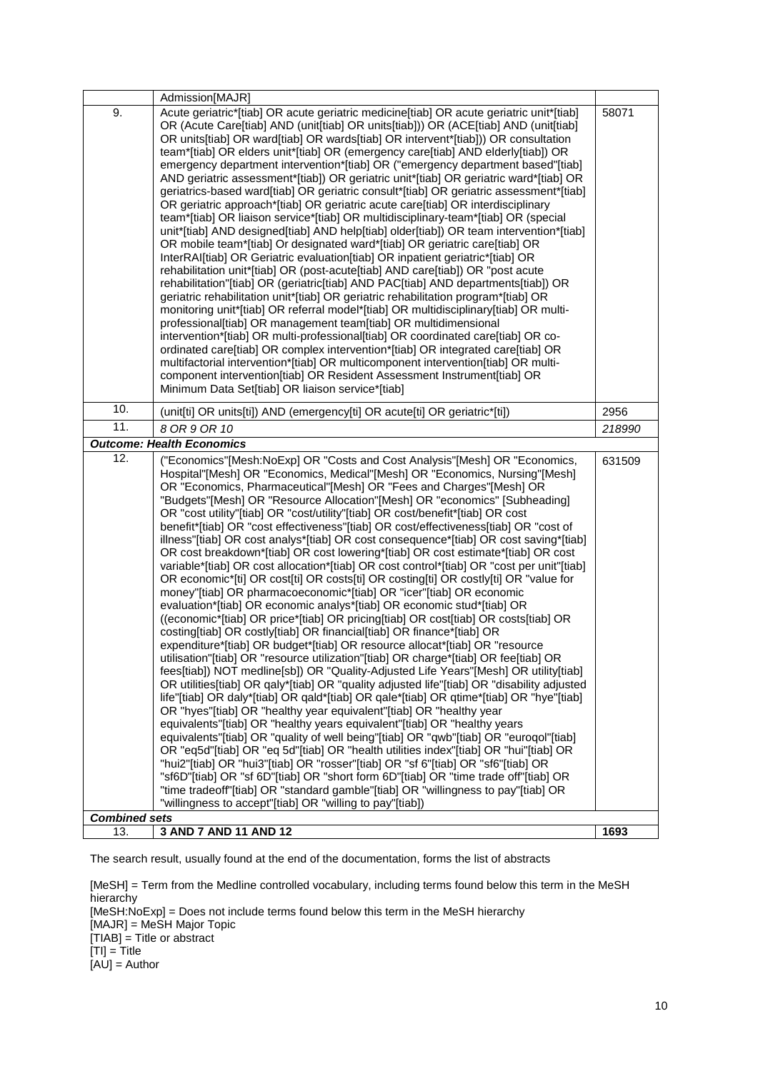|  |  |  |
|---|---|---|
|  | Admission[MAJR] |  |
| 9. | Acute geriatric*[tiab] OR acute geriatric medicine[tiab] OR acute geriatric unit*[tiab] OR (Acute Care[tiab] AND (unit[tiab] OR units[tiab])) OR (ACE[tiab] AND (unit[tiab] OR units[tiab] OR ward[tiab] OR wards[tiab] OR intervent*[tiab])) OR consultation team*[tiab] OR elders unit*[tiab] OR (emergency care[tiab] AND elderly[tiab]) OR emergency department intervention*[tiab] OR ("emergency department based"[tiab] AND geriatric assessment*[tiab]) OR geriatric unit*[tiab] OR geriatric ward*[tiab] OR geriatrics-based ward[tiab] OR geriatric consult*[tiab] OR geriatric assessment*[tiab] OR geriatric approach*[tiab] OR geriatric acute care[tiab] OR interdisciplinary team*[tiab] OR liaison service*[tiab] OR multidisciplinary-team*[tiab] OR (special unit*[tiab] AND designed[tiab] AND help[tiab] older[tiab]) OR team intervention*[tiab] OR mobile team*[tiab] Or designated ward*[tiab] OR geriatric care[tiab] OR InterRAI[tiab] OR Geriatric evaluation[tiab] OR inpatient geriatric*[tiab] OR rehabilitation unit*[tiab] OR (post-acute[tiab] AND care[tiab]) OR "post acute rehabilitation"[tiab] OR (geriatric[tiab] AND PAC[tiab] AND departments[tiab]) OR geriatric rehabilitation unit*[tiab] OR geriatric rehabilitation program*[tiab] OR monitoring unit*[tiab] OR referral model*[tiab] OR multidisciplinary[tiab] OR multi-professional[tiab] OR management team[tiab] OR multidimensional intervention*[tiab] OR multi-professional[tiab] OR coordinated care[tiab] OR co-ordinated care[tiab] OR complex intervention*[tiab] OR integrated care[tiab] OR multifactorial intervention*[tiab] OR multicomponent intervention[tiab] OR multi-component intervention[tiab] OR Resident Assessment Instrument[tiab] OR Minimum Data Set[tiab] OR liaison service*[tiab] | 58071 |
| 10. | (unit[ti] OR units[ti]) AND (emergency[ti] OR acute[ti] OR geriatric*[ti]) | 2956 |
| 11. | *8 OR 9 OR 10* | *218990* |
| ***Outcome: Health Economics*** |  |  |
| 12. | ("Economics"[Mesh:NoExp] OR "Costs and Cost Analysis"[Mesh] OR "Economics, Hospital"[Mesh] OR "Economics, Medical"[Mesh] OR "Economics, Nursing"[Mesh] OR "Economics, Pharmaceutical"[Mesh] OR "Fees and Charges"[Mesh] OR "Budgets"[Mesh] OR "Resource Allocation"[Mesh] OR "economics" [Subheading] OR "cost utility"[tiab] OR "cost/utility"[tiab] OR cost/benefit*[tiab] OR cost benefit*[tiab] OR "cost effectiveness"[tiab] OR cost/effectiveness[tiab] OR "cost of illness"[tiab] OR cost analys*[tiab] OR cost consequence*[tiab] OR cost saving*[tiab] OR cost breakdown*[tiab] OR cost lowering*[tiab] OR cost estimate*[tiab] OR cost variable*[tiab] OR cost allocation*[tiab] OR cost control*[tiab] OR "cost per unit"[tiab] OR economic*[ti] OR cost[ti] OR costs[ti] OR costing[ti] OR costly[ti] OR "value for money"[tiab] OR pharmacoeconomic*[tiab] OR "icer"[tiab] OR economic evaluation*[tiab] OR economic analys*[tiab] OR economic stud*[tiab] OR ((economic*[tiab] OR price*[tiab] OR pricing[tiab] OR cost[tiab] OR costs[tiab] OR costing[tiab] OR costly[tiab] OR financial[tiab] OR finance*[tiab] OR expenditure*[tiab] OR budget*[tiab] OR resource allocat*[tiab] OR "resource utilisation"[tiab] OR "resource utilization"[tiab] OR charge*[tiab] OR fee[tiab] OR fees[tiab]) NOT medline[sb]) OR "Quality-Adjusted Life Years"[Mesh] OR utility[tiab] OR utilities[tiab] OR qaly*[tiab] OR "quality adjusted life"[tiab] OR "disability adjusted life"[tiab] OR daly*[tiab] OR qald*[tiab] OR qale*[tiab] OR qtime*[tiab] OR "hye"[tiab] OR "hyes"[tiab] OR "healthy year equivalent"[tiab] OR "healthy year equivalents"[tiab] OR "healthy years equivalent"[tiab] OR "healthy years equivalents"[tiab] OR "quality of well being"[tiab] OR "qwb"[tiab] OR "euroqol"[tiab] OR "eq5d"[tiab] OR "eq 5d"[tiab] OR "health utilities index"[tiab] OR "hui"[tiab] OR "hui2"[tiab] OR "hui3"[tiab] OR "rosser"[tiab] OR "sf 6"[tiab] OR "sf6"[tiab] OR "sf6D"[tiab] OR "sf 6D"[tiab] OR "short form 6D"[tiab] OR "time trade off"[tiab] OR "time tradeoff"[tiab] OR "standard gamble"[tiab] OR "willingness to pay"[tiab] OR "willingness to accept"[tiab] OR "willing to pay"[tiab]) | 631509 |
| ***Combined sets*** |  |  |
| 13. | **3 AND 7 AND 11 AND 12** | **1693** |

The search result, usually found at the end of the documentation, forms the list of abstracts

[MeSH] = Term from the Medline controlled vocabulary, including terms found below this term in the MeSH hierarchy
[MeSH:NoExp] = Does not include terms found below this term in the MeSH hierarchy
[MAJR] = MeSH Major Topic
[TIAB] = Title or abstract
[TI] = Title
[AU] = Author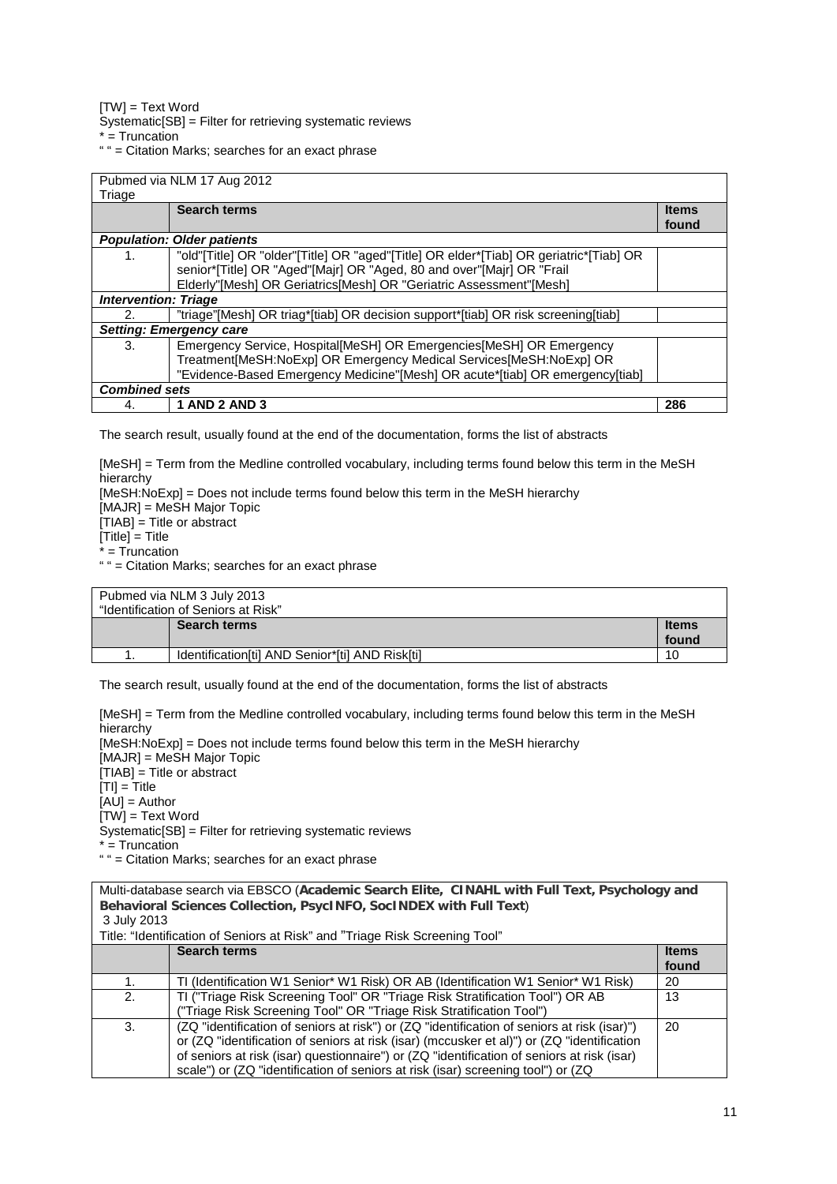[TW] = Text Word
Systematic[SB] = Filter for retrieving systematic reviews
* = Truncation
" " = Citation Marks; searches for an exact phrase

| Pubmed via NLM 17 Aug 2012<br>Triage | | |
|---|---|---|
| | **Search terms** | **Items found** |
| ***Population: Older patients*** | | |
| 1. | "old"[Title] OR "older"[Title] OR "aged"[Title] OR elder*[Tiab] OR geriatric*[Tiab] OR senior*[Title] OR "Aged"[Majr] OR "Aged, 80 and over"[Majr] OR "Frail Elderly"[Mesh] OR Geriatrics[Mesh] OR "Geriatric Assessment"[Mesh] | |
| ***Intervention: Triage*** | | |
| 2. | "triage"[Mesh] OR triag*[tiab] OR decision support*[tiab] OR risk screening[tiab] | |
| ***Setting: Emergency care*** | | |
| 3. | Emergency Service, Hospital[MeSH] OR Emergencies[MeSH] OR Emergency Treatment[MeSH:NoExp] OR Emergency Medical Services[MeSH:NoExp] OR "Evidence-Based Emergency Medicine"[Mesh] OR acute*[tiab] OR emergency[tiab] | |
| ***Combined sets*** | | |
| 4. | **1 AND 2 AND 3** | **286** |

The search result, usually found at the end of the documentation, forms the list of abstracts

[MeSH] = Term from the Medline controlled vocabulary, including terms found below this term in the MeSH hierarchy
[MeSH:NoExp] = Does not include terms found below this term in the MeSH hierarchy
[MAJR] = MeSH Major Topic
[TIAB] = Title or abstract
[Title] = Title
* = Truncation
" " = Citation Marks; searches for an exact phrase

| Pubmed via NLM 3 July 2013<br>"Identification of Seniors at Risk" | | |
|---|---|---|
| | **Search terms** | **Items found** |
| 1. | Identification[ti] AND Senior*[ti] AND Risk[ti] | 10 |

The search result, usually found at the end of the documentation, forms the list of abstracts

[MeSH] = Term from the Medline controlled vocabulary, including terms found below this term in the MeSH hierarchy
[MeSH:NoExp] = Does not include terms found below this term in the MeSH hierarchy
[MAJR] = MeSH Major Topic
[TIAB] = Title or abstract
[TI] = Title
[AU] = Author
[TW] = Text Word
Systematic[SB] = Filter for retrieving systematic reviews
* = Truncation
" " = Citation Marks; searches for an exact phrase

| Multi-database search via EBSCO (**Academic Search Elite, CINAHL with Full Text, Psychology and Behavioral Sciences Collection, PsycINFO, SocINDEX with Full Text**)<br>3 July 2013<br>Title: "Identification of Seniors at Risk" and "Triage Risk Screening Tool" | | |
|---|---|---|
| | **Search terms** | **Items found** |
| 1. | TI (Identification W1 Senior* W1 Risk) OR AB (Identification W1 Senior* W1 Risk) | 20 |
| 2. | TI ("Triage Risk Screening Tool" OR "Triage Risk Stratification Tool") OR AB ("Triage Risk Screening Tool" OR "Triage Risk Stratification Tool") | 13 |
| 3. | (ZQ "identification of seniors at risk") or (ZQ "identification of seniors at risk (isar)") or (ZQ "identification of seniors at risk (isar) (mccusker et al)") or (ZQ "identification of seniors at risk (isar) questionnaire") or (ZQ "identification of seniors at risk (isar) scale") or (ZQ "identification of seniors at risk (isar) screening tool") or (ZQ | 20 |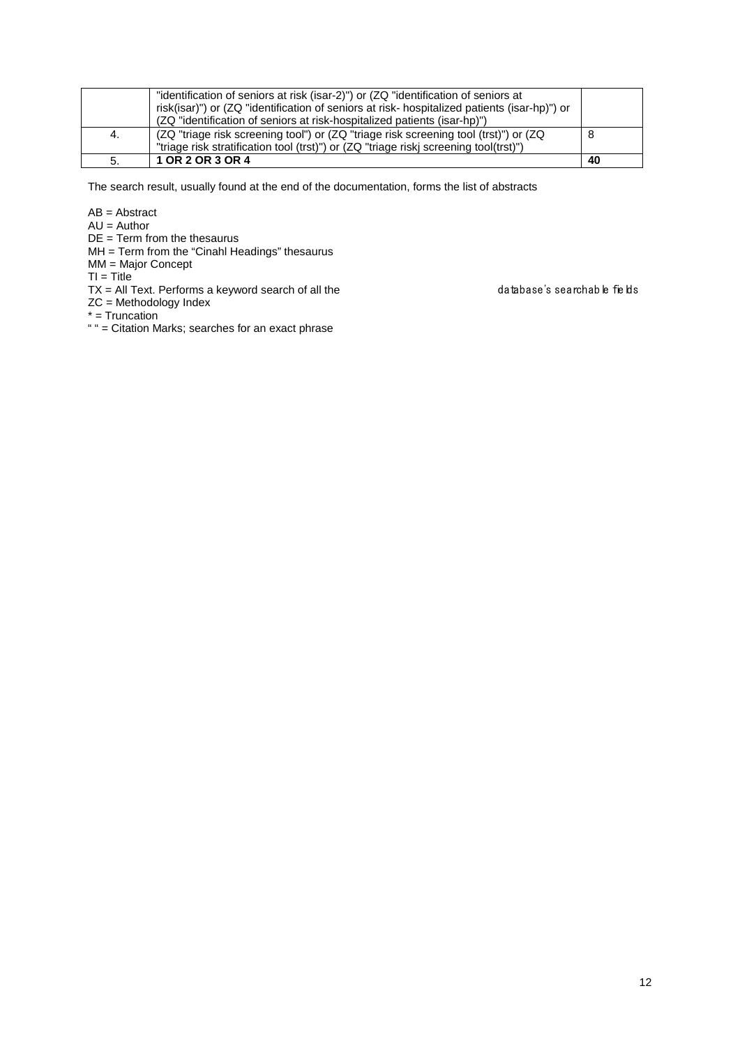| | | |
|---|---|---|
| | "identification of seniors at risk (isar-2)") or (ZQ "identification of seniors at risk(isar)") or (ZQ "identification of seniors at risk- hospitalized patients (isar-hp)") or (ZQ "identification of seniors at risk-hospitalized patients (isar-hp)") | |
| 4. | (ZQ "triage risk screening tool") or (ZQ "triage risk screening tool (trst)") or (ZQ "triage risk stratification tool (trst)") or (ZQ "triage riskj screening tool(trst)") | 8 |
| 5. | **1 OR 2 OR 3 OR 4** | **40** |

The search result, usually found at the end of the documentation, forms the list of abstracts

AB = Abstract
AU = Author
DE = Term from the thesaurus
MH = Term from the "Cinahl Headings" thesaurus
MM = Major Concept
TI = Title
TX = All Text. Performs a keyword search of all the database's searchable fields
ZC = Methodology Index
* = Truncation
" " = Citation Marks; searches for an exact phrase